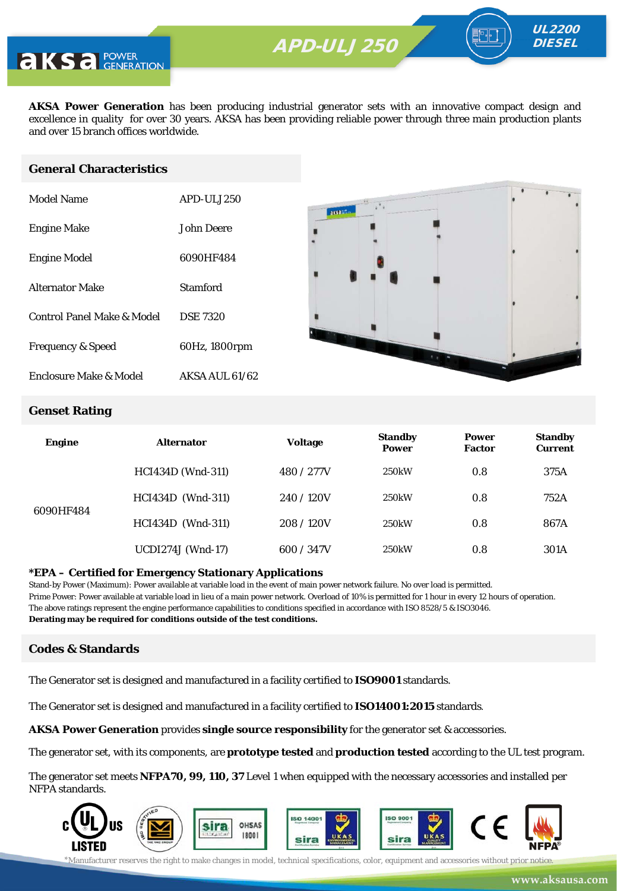# APD-ULJ 250

**UL2200 DIESEL**

**AKSA Power Generation** has been producing industrial generator sets with an innovative compact design and excellence in quality for over 30 years. AKSA has been providing reliable power through three main production plants and over 15 branch offices worldwide.

## General Characteristics

| | |
|---|---|
| Model Name | APD-ULJ 250 |
| Engine Make | John Deere |
| Engine Model | 6090HF484 |
| Alternator Make | Stamford |
| Control Panel Make & Model | DSE 7320 |
| Frequency & Speed | 60Hz, 1800rpm |
| Enclosure Make & Model | AKSA AUL 61/62 |

## Genset Rating

| Engine | Alternator | Voltage | Standby Power | Power Factor | Standby Current |
|---|---|---|---|---|---|
| 6090HF484 | HCI434D (Wnd-311) | 480 / 277V | 250kW | 0.8 | 375A |
| | HCI434D (Wnd-311) | 240 / 120V | 250kW | 0.8 | 752A |
| | HCI434D (Wnd-311) | 208 / 120V | 250kW | 0.8 | 867A |
| | UCDI274J (Wnd-17) | 600 / 347V | 250kW | 0.8 | 301A |

**\*EPA – Certified for Emergency Stationary Applications**

Stand-by Power (Maximum): Power available at variable load in the event of main power network failure. No over load is permitted.
Prime Power: Power available at variable load in lieu of a main power network. Overload of 10% is permitted for 1 hour in every 12 hours of operation.
The above ratings represent the engine performance capabilities to conditions specified in accordance with ISO 8528/5 & ISO3046.
**Derating may be required for conditions outside of the test conditions.**

## Codes & Standards

The Generator set is designed and manufactured in a facility certified to **ISO9001** standards.

The Generator set is designed and manufactured in a facility certified to **ISO14001:2015** standards.

**AKSA Power Generation** provides **single source responsibility** for the generator set & accessories.

The generator set, with its components, are **prototype tested** and **production tested** according to the UL test program.

The generator set meets **NFPA70, 99, 110, 37** Level 1 when equipped with the necessary accessories and installed per NFPA standards.

*Manufacturer reserves the right to make changes in model, technical specifications, color, equipment and accessories without prior notice.

www.aksausa.com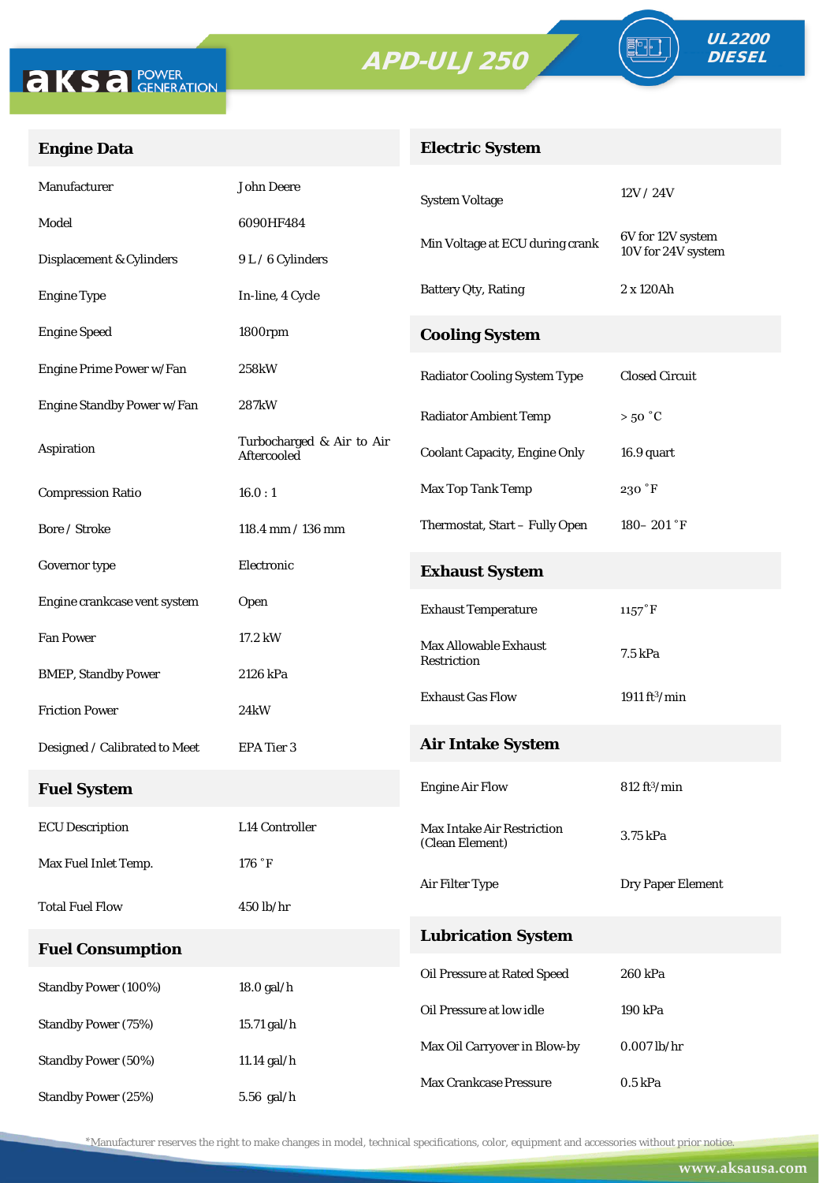APD-ULJ 250

UL2200 DIESEL

## Engine Data

| | |
|---|---|
| Manufacturer | John Deere |
| Model | 6090HF484 |
| Displacement & Cylinders | 9 L / 6 Cylinders |
| Engine Type | In-line, 4 Cycle |
| Engine Speed | 1800rpm |
| Engine Prime Power w/Fan | 258kW |
| Engine Standby Power w/Fan | 287kW |
| Aspiration | Turbocharged & Air to Air Aftercooled |
| Compression Ratio | 16.0 : 1 |
| Bore / Stroke | 118.4 mm / 136 mm |
| Governor type | Electronic |
| Engine crankcase vent system | Open |
| Fan Power | 17.2 kW |
| BMEP, Standby Power | 2126 kPa |
| Friction Power | 24kW |
| Designed / Calibrated to Meet | EPA Tier 3 |

## Fuel System

| | |
|---|---|
| ECU Description | L14 Controller |
| Max Fuel Inlet Temp. | 176 ˚F |
| Total Fuel Flow | 450 lb/hr |

## Fuel Consumption

| | |
|---|---|
| Standby Power (100%) | 18.0 gal/h |
| Standby Power (75%) | 15.71 gal/h |
| Standby Power (50%) | 11.14 gal/h |
| Standby Power (25%) | 5.56 gal/h |

## Electric System

| | |
|---|---|
| System Voltage | 12V / 24V |
| Min Voltage at ECU during crank | 6V for 12V system<br>10V for 24V system |
| Battery Qty, Rating | 2 x 120Ah |

## Cooling System

| | |
|---|---|
| Radiator Cooling System Type | Closed Circuit |
| Radiator Ambient Temp | > 50 ˚C |
| Coolant Capacity, Engine Only | 16.9 quart |
| Max Top Tank Temp | 230 ˚F |
| Thermostat, Start – Fully Open | 180– 201 ˚F |

## Exhaust System

| | |
|---|---|
| Exhaust Temperature | 1157˚F |
| Max Allowable Exhaust Restriction | 7.5 kPa |
| Exhaust Gas Flow | 1911 $ft^3$/min |

## Air Intake System

| | |
|---|---|
| Engine Air Flow | 812 $ft^3$/min |
| Max Intake Air Restriction (Clean Element) | 3.75 kPa |
| Air Filter Type | Dry Paper Element |

## Lubrication System

| | |
|---|---|
| Oil Pressure at Rated Speed | 260 kPa |
| Oil Pressure at low idle | 190 kPa |
| Max Oil Carryover in Blow-by | 0.007 lb/hr |
| Max Crankcase Pressure | 0.5 kPa |

*Manufacturer reserves the right to make changes in model, technical specifications, color, equipment and accessories without prior notice.

www.aksausa.com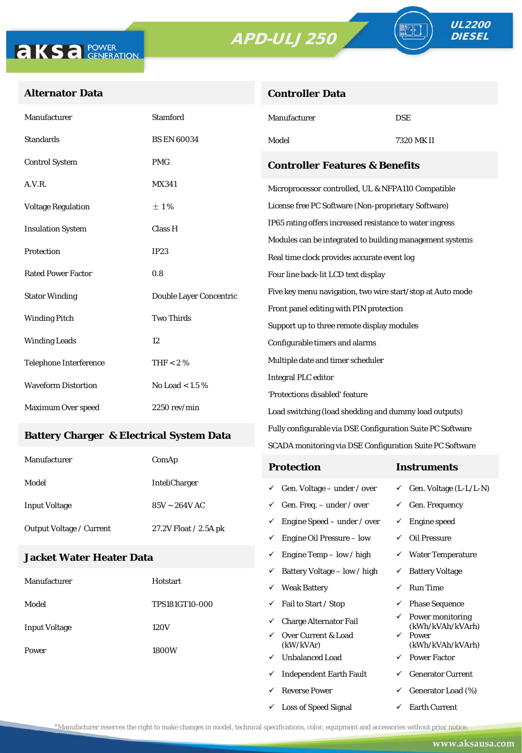aksa POWER GENERATION

# APD-ULJ 250

UL2200 DIESEL

## Alternator Data

| | |
|---|---|
| Manufacturer | Stamford |
| Standards | BS EN 60034 |
| Control System | PMG |
| A.V.R. | MX341 |
| Voltage Regulation | ± 1 % |
| Insulation System | Class H |
| Protection | IP23 |
| Rated Power Factor | 0.8 |
| Stator Winding | Double Layer Concentric |
| Winding Pitch | Two Thirds |
| Winding Leads | 12 |
| Telephone Interference | THF < 2 % |
| Waveform Distortion | No Load < 1.5 % |
| Maximum Over speed | 2250 rev/min |

## Battery Charger & Electrical System Data

| | |
|---|---|
| Manufacturer | ComAp |
| Model | InteliCharger |
| Input Voltage | 85V ~ 264V AC |
| Output Voltage / Current | 27.2V Float / 2.5A pk |

## Jacket Water Heater Data

| | |
|---|---|
| Manufacturer | Hotstart |
| Model | TPS181GT10-000 |
| Input Voltage | 120V |
| Power | 1800W |

## Controller Data

| | |
|---|---|
| Manufacturer | DSE |
| Model | 7320 MK II |

## Controller Features & Benefits

- Microprocessor controlled, UL & NFPA110 Compatible
- License free PC Software (Non-proprietary Software)
- IP65 rating offers increased resistance to water ingress
- Modules can be integrated to building management systems
- Real time clock provides accurate event log
- Four line back-lit LCD text display
- Five key menu navigation, two wire start/stop at Auto mode
- Front panel editing with PIN protection
- Support up to three remote display modules
- Configurable timers and alarms
- Multiple date and timer scheduler
- Integral PLC editor
- 'Protections disabled' feature
- Load switching (load shedding and dummy load outputs)
- Fully configurable via DSE Configuration Suite PC Software
- SCADA monitoring via DSE Configuration Suite PC Software

| Protection | Instruments |
|---|---|
| ✓ Gen. Voltage – under / over | ✓ Gen. Voltage (L-L/L-N) |
| ✓ Gen. Freq. – under / over | ✓ Gen. Frequency |
| ✓ Engine Speed – under / over | ✓ Engine speed |
| ✓ Engine Oil Pressure – low | ✓ Oil Pressure |
| ✓ Engine Temp – low / high | ✓ Water Temperature |
| ✓ Battery Voltage – low / high | ✓ Battery Voltage |
| ✓ Weak Battery | ✓ Run Time |
| ✓ Fail to Start / Stop | ✓ Phase Sequence |
| ✓ Charge Alternator Fail | ✓ Power monitoring (kWh/kVAh/kVArh) |
| ✓ Over Current & Load (kW/kVAr) | ✓ Power (kWh/kVAh/kVArh) |
| ✓ Unbalanced Load | ✓ Power Factor |
| ✓ Independent Earth Fault | ✓ Generator Current |
| ✓ Reverse Power | ✓ Generator Load (%) |
| ✓ Loss of Speed Signal | ✓ Earth Current |

*Manufacturer reserves the right to make changes in model, technical specifications, color, equipment and accessories without prior notice.

www.aksausa.com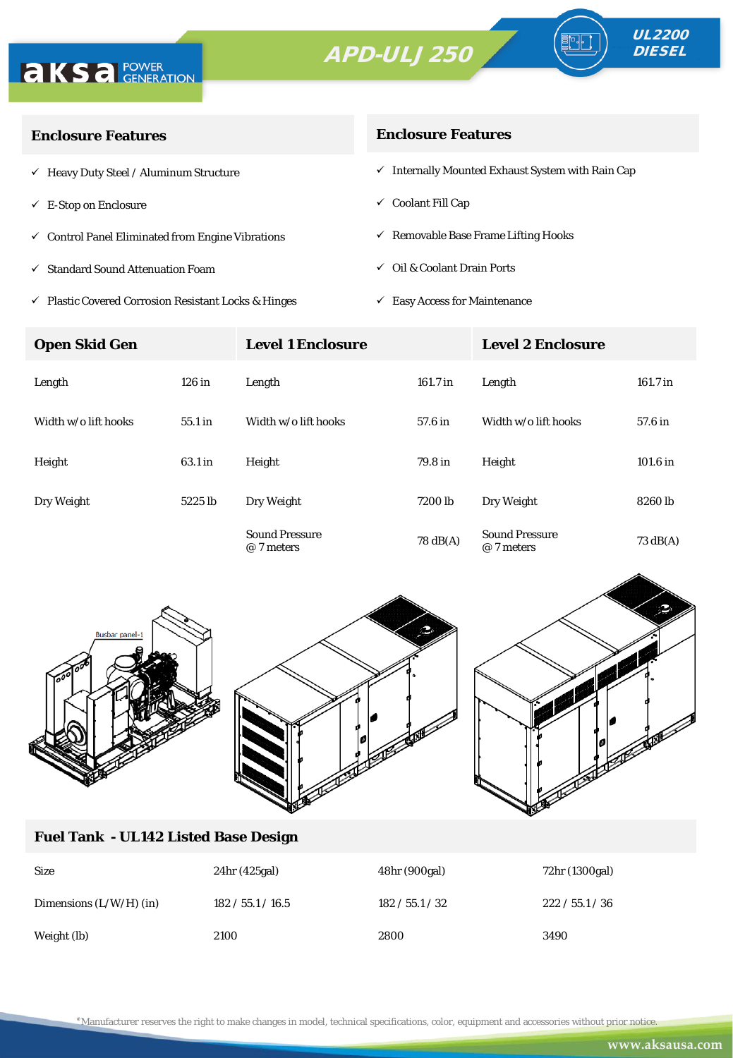aksa POWER GENERATION

APD-ULJ 250

UL2200 DIESEL

## Enclosure Features

- ✓ Heavy Duty Steel / Aluminum Structure
- ✓ E-Stop on Enclosure
- ✓ Control Panel Eliminated from Engine Vibrations
- ✓ Standard Sound Attenuation Foam
- ✓ Plastic Covered Corrosion Resistant Locks & Hinges

## Enclosure Features

- ✓ Internally Mounted Exhaust System with Rain Cap
- ✓ Coolant Fill Cap
- ✓ Removable Base Frame Lifting Hooks
- ✓ Oil & Coolant Drain Ports
- ✓ Easy Access for Maintenance

| Open Skid Gen | | Level 1 Enclosure | | Level 2 Enclosure | |
|---|---|---|---|---|---|
| Length | 126 in | Length | 161.7 in | Length | 161.7 in |
| Width w/o lift hooks | 55.1 in | Width w/o lift hooks | 57.6 in | Width w/o lift hooks | 57.6 in |
| Height | 63.1 in | Height | 79.8 in | Height | 101.6 in |
| Dry Weight | 5225 lb | Dry Weight | 7200 lb | Dry Weight | 8260 lb |
| | | Sound Pressure @ 7 meters | 78 dB(A) | Sound Pressure @ 7 meters | 73 dB(A) |

## Fuel Tank - UL142 Listed Base Design

| | | | |
|---|---|---|---|
| Size | 24hr (425gal) | 48hr (900gal) | 72hr (1300gal) |
| Dimensions (L/W/H) (in) | 182 / 55.1 / 16.5 | 182 / 55.1 / 32 | 222 / 55.1 / 36 |
| Weight (lb) | 2100 | 2800 | 3490 |

*Manufacturer reserves the right to make changes in model, technical specifications, color, equipment and accessories without prior notice.

www.aksausa.com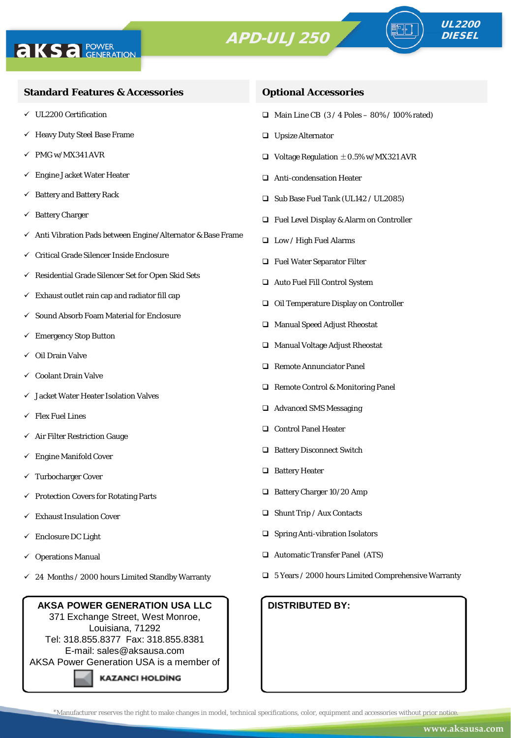aksa POWER GENERATION

# APD-ULJ 250

UL2200 DIESEL

## Standard Features & Accessories

- ✓ UL2200 Certification
- ✓ Heavy Duty Steel Base Frame
- ✓ PMG w/ MX341 AVR
- ✓ Engine Jacket Water Heater
- ✓ Battery and Battery Rack
- ✓ Battery Charger
- ✓ Anti Vibration Pads between Engine/Alternator & Base Frame
- ✓ Critical Grade Silencer Inside Enclosure
- ✓ Residential Grade Silencer Set for Open Skid Sets
- ✓ Exhaust outlet rain cap and radiator fill cap
- ✓ Sound Absorb Foam Material for Enclosure
- ✓ Emergency Stop Button
- ✓ Oil Drain Valve
- ✓ Coolant Drain Valve
- ✓ Jacket Water Heater Isolation Valves
- ✓ Flex Fuel Lines
- ✓ Air Filter Restriction Gauge
- ✓ Engine Manifold Cover
- ✓ Turbocharger Cover
- ✓ Protection Covers for Rotating Parts
- ✓ Exhaust Insulation Cover
- ✓ Enclosure DC Light
- ✓ Operations Manual
- ✓ 24 Months / 2000 hours Limited Standby Warranty

## Optional Accessories

- ❑ Main Line CB (3 / 4 Poles – 80% / 100% rated)
- ❑ Upsize Alternator
- ❑ Voltage Regulation ±0.5% w/ MX321 AVR
- ❑ Anti-condensation Heater
- ❑ Sub Base Fuel Tank (UL142 / UL2085)
- ❑ Fuel Level Display & Alarm on Controller
- ❑ Low / High Fuel Alarms
- ❑ Fuel Water Separator Filter
- ❑ Auto Fuel Fill Control System
- ❑ Oil Temperature Display on Controller
- ❑ Manual Speed Adjust Rheostat
- ❑ Manual Voltage Adjust Rheostat
- ❑ Remote Annunciator Panel
- ❑ Remote Control & Monitoring Panel
- ❑ Advanced SMS Messaging
- ❑ Control Panel Heater
- ❑ Battery Disconnect Switch
- ❑ Battery Heater
- ❑ Battery Charger 10/20 Amp
- ❑ Shunt Trip / Aux Contacts
- ❑ Spring Anti-vibration Isolators
- ❑ Automatic Transfer Panel (ATS)
- ❑ 5 Years / 2000 hours Limited Comprehensive Warranty

**AKSA POWER GENERATION USA LLC**
371 Exchange Street, West Monroe,
Louisiana, 71292
Tel: 318.855.8377 Fax: 318.855.8381
E-mail: sales@aksausa.com
AKSA Power Generation USA is a member of
KAZANCI HOLDİNG

**DISTRIBUTED BY:**

*Manufacturer reserves the right to make changes in model, technical specifications, color, equipment and accessories without prior notice.

www.aksausa.com